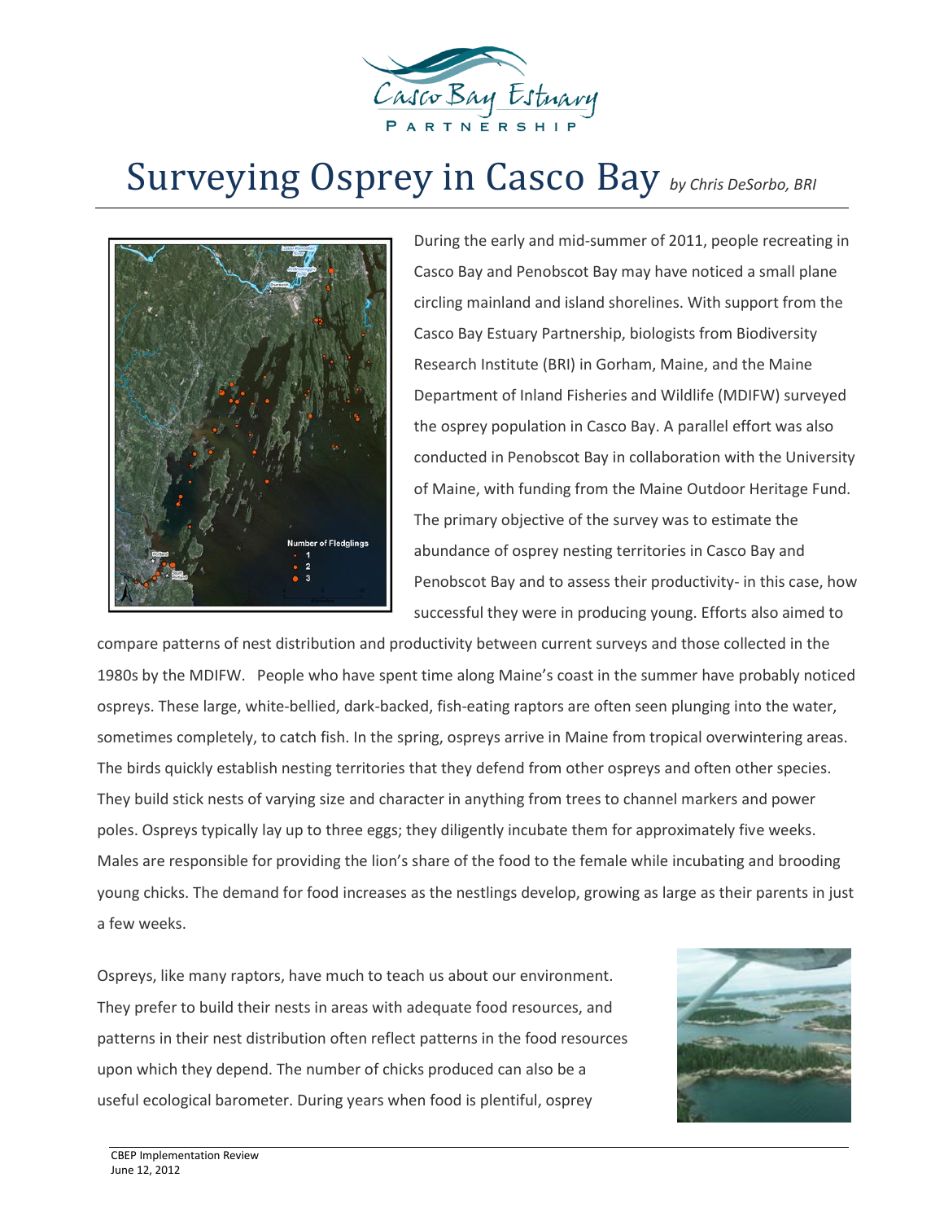# Surveying Osprey in Casco Bay *by Chris DeSorbo, BRI*

During the early and mid-summer of 2011, people recreating in Casco Bay and Penobscot Bay may have noticed a small plane circling mainland and island shorelines. With support from the Casco Bay Estuary Partnership, biologists from Biodiversity Research Institute (BRI) in Gorham, Maine, and the Maine Department of Inland Fisheries and Wildlife (MDIFW) surveyed the osprey population in Casco Bay. A parallel effort was also conducted in Penobscot Bay in collaboration with the University of Maine, with funding from the Maine Outdoor Heritage Fund. The primary objective of the survey was to estimate the abundance of osprey nesting territories in Casco Bay and Penobscot Bay and to assess their productivity- in this case, how successful they were in producing young. Efforts also aimed to compare patterns of nest distribution and productivity between current surveys and those collected in the 1980s by the MDIFW. People who have spent time along Maine's coast in the summer have probably noticed ospreys. These large, white-bellied, dark-backed, fish-eating raptors are often seen plunging into the water, sometimes completely, to catch fish. In the spring, ospreys arrive in Maine from tropical overwintering areas. The birds quickly establish nesting territories that they defend from other ospreys and often other species. They build stick nests of varying size and character in anything from trees to channel markers and power poles. Ospreys typically lay up to three eggs; they diligently incubate them for approximately five weeks. Males are responsible for providing the lion's share of the food to the female while incubating and brooding young chicks. The demand for food increases as the nestlings develop, growing as large as their parents in just a few weeks.

Ospreys, like many raptors, have much to teach us about our environment. They prefer to build their nests in areas with adequate food resources, and patterns in their nest distribution often reflect patterns in the food resources upon which they depend. The number of chicks produced can also be a useful ecological barometer. During years when food is plentiful, osprey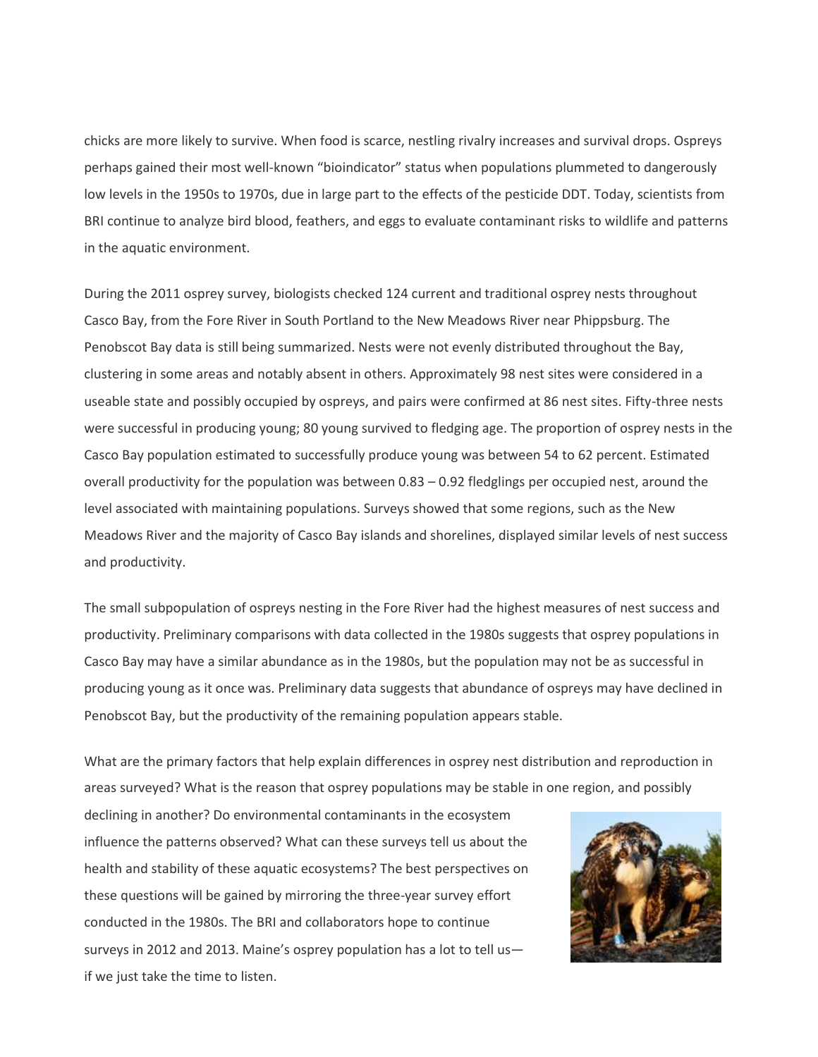chicks are more likely to survive. When food is scarce, nestling rivalry increases and survival drops. Ospreys perhaps gained their most well-known "bioindicator" status when populations plummeted to dangerously low levels in the 1950s to 1970s, due in large part to the effects of the pesticide DDT. Today, scientists from BRI continue to analyze bird blood, feathers, and eggs to evaluate contaminant risks to wildlife and patterns in the aquatic environment.

During the 2011 osprey survey, biologists checked 124 current and traditional osprey nests throughout Casco Bay, from the Fore River in South Portland to the New Meadows River near Phippsburg. The Penobscot Bay data is still being summarized. Nests were not evenly distributed throughout the Bay, clustering in some areas and notably absent in others. Approximately 98 nest sites were considered in a useable state and possibly occupied by ospreys, and pairs were confirmed at 86 nest sites. Fifty-three nests were successful in producing young; 80 young survived to fledging age. The proportion of osprey nests in the Casco Bay population estimated to successfully produce young was between 54 to 62 percent. Estimated overall productivity for the population was between 0.83 – 0.92 fledglings per occupied nest, around the level associated with maintaining populations. Surveys showed that some regions, such as the New Meadows River and the majority of Casco Bay islands and shorelines, displayed similar levels of nest success and productivity.

The small subpopulation of ospreys nesting in the Fore River had the highest measures of nest success and productivity. Preliminary comparisons with data collected in the 1980s suggests that osprey populations in Casco Bay may have a similar abundance as in the 1980s, but the population may not be as successful in producing young as it once was. Preliminary data suggests that abundance of ospreys may have declined in Penobscot Bay, but the productivity of the remaining population appears stable.

What are the primary factors that help explain differences in osprey nest distribution and reproduction in areas surveyed? What is the reason that osprey populations may be stable in one region, and possibly declining in another? Do environmental contaminants in the ecosystem influence the patterns observed? What can these surveys tell us about the health and stability of these aquatic ecosystems? The best perspectives on these questions will be gained by mirroring the three-year survey effort conducted in the 1980s. The BRI and collaborators hope to continue surveys in 2012 and 2013. Maine's osprey population has a lot to tell us—if we just take the time to listen.